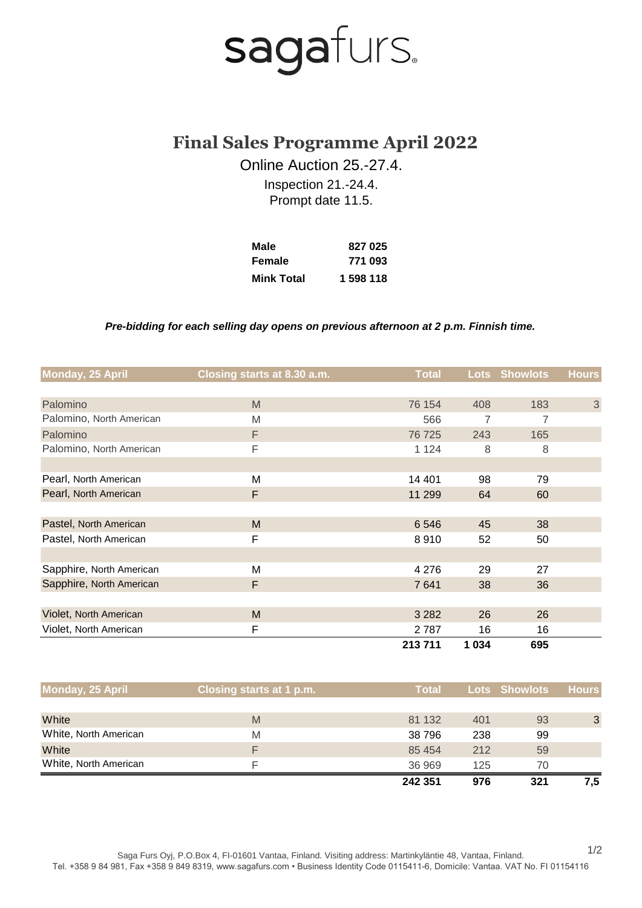sagafurs

# Final Sales Programme April 2022

Online Auction 25.-27.4.

Inspection 21.-24.4.

Prompt date 11.5.

| | |
|---|---|
| **Male** | **827 025** |
| **Female** | **771 093** |
| **Mink Total** | **1 598 118** |

***Pre-bidding for each selling day opens on previous afternoon at 2 p.m. Finnish time.***

| Monday, 25 April | Closing starts at 8.30 a.m. | Total | Lots | Showlots | Hours |
|---|---|---|---|---|---|
| Palomino | M | 76 154 | 408 | 183 | 3 |
| Palomino, North American | M | 566 | 7 | 7 | |
| Palomino | F | 76 725 | 243 | 165 | |
| Palomino, North American | F | 1 124 | 8 | 8 | |
| | | | | | |
| Pearl, North American | M | 14 401 | 98 | 79 | |
| Pearl, North American | F | 11 299 | 64 | 60 | |
| | | | | | |
| Pastel, North American | M | 6 546 | 45 | 38 | |
| Pastel, North American | F | 8 910 | 52 | 50 | |
| | | | | | |
| Sapphire, North American | M | 4 276 | 29 | 27 | |
| Sapphire, North American | F | 7 641 | 38 | 36 | |
| | | | | | |
| Violet, North American | M | 3 282 | 26 | 26 | |
| Violet, North American | F | 2 787 | 16 | 16 | |
| | | **213 711** | **1 034** | **695** | |

| Monday, 25 April | Closing starts at 1 p.m. | Total | Lots | Showlots | Hours |
|---|---|---|---|---|---|
| White | M | 81 132 | 401 | 93 | 3 |
| White, North American | M | 38 796 | 238 | 99 | |
| White | F | 85 454 | 212 | 59 | |
| White, North American | F | 36 969 | 125 | 70 | |
| | | **242 351** | **976** | **321** | **7,5** |

Saga Furs Oyj, P.O.Box 4, FI-01601 Vantaa, Finland. Visiting address: Martinkyläntie 48, Vantaa, Finland.
Tel. +358 9 84 981, Fax +358 9 849 8319, www.sagafurs.com • Business Identity Code 0115411-6, Domicile: Vantaa. VAT No. FI 01154116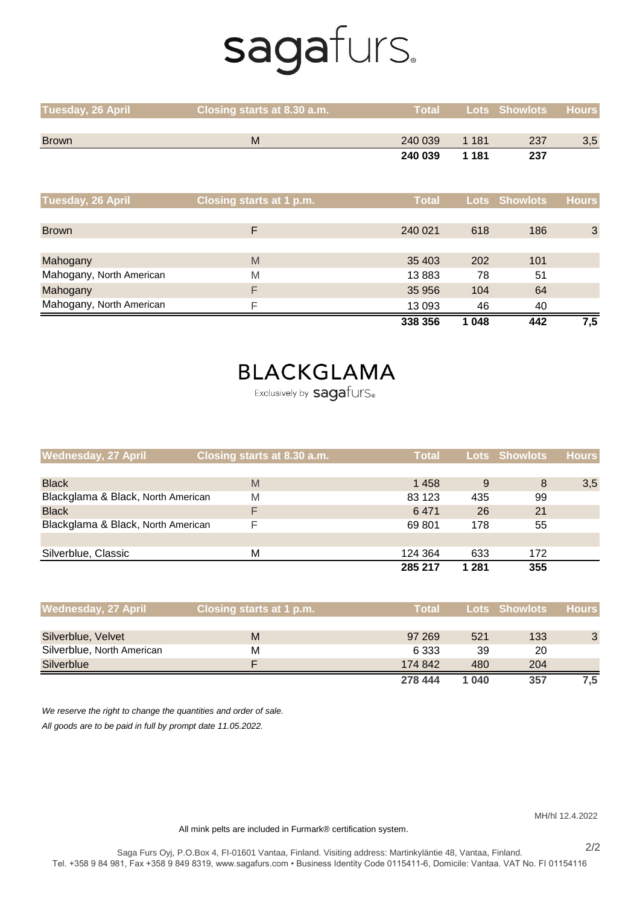# sagafurs

| Tuesday, 26 April | Closing starts at 8.30 a.m. | Total | Lots | Showlots | Hours |
|---|---|---|---|---|---|
| Brown | M | 240 039 | 1 181 | 237 | 3,5 |
| | | **240 039** | **1 181** | **237** | |

| Tuesday, 26 April | Closing starts at 1 p.m. | Total | Lots | Showlots | Hours |
|---|---|---|---|---|---|
| Brown | F | 240 021 | 618 | 186 | 3 |
| Mahogany | M | 35 403 | 202 | 101 | |
| Mahogany, North American | M | 13 883 | 78 | 51 | |
| Mahogany | F | 35 956 | 104 | 64 | |
| Mahogany, North American | F | 13 093 | 46 | 40 | |
| | | **338 356** | **1 048** | **442** | **7,5** |

## BLACKGLAMA

Exclusively by sagafurs

| Wednesday, 27 April | Closing starts at 8.30 a.m. | Total | Lots | Showlots | Hours |
|---|---|---|---|---|---|
| Black | M | 1 458 | 9 | 8 | 3,5 |
| Blackglama & Black, North American | M | 83 123 | 435 | 99 | |
| Black | F | 6 471 | 26 | 21 | |
| Blackglama & Black, North American | F | 69 801 | 178 | 55 | |
| Silverblue, Classic | M | 124 364 | 633 | 172 | |
| | | **285 217** | **1 281** | **355** | |

| Wednesday, 27 April | Closing starts at 1 p.m. | Total | Lots | Showlots | Hours |
|---|---|---|---|---|---|
| Silverblue, Velvet | M | 97 269 | 521 | 133 | 3 |
| Silverblue, North American | M | 6 333 | 39 | 20 | |
| Silverblue | F | 174 842 | 480 | 204 | |
| | | **278 444** | **1 040** | **357** | **7,5** |

*We reserve the right to change the quantities and order of sale.*

*All goods are to be paid in full by prompt date 11.05.2022.*

MH/hl 12.4.2022

All mink pelts are included in Furmark® certification system.

Saga Furs Oyj, P.O.Box 4, FI-01601 Vantaa, Finland. Visiting address: Martinkyläntie 48, Vantaa, Finland.
Tel. +358 9 84 981, Fax +358 9 849 8319, www.sagafurs.com • Business Identity Code 0115411-6, Domicile: Vantaa. VAT No. FI 01154116